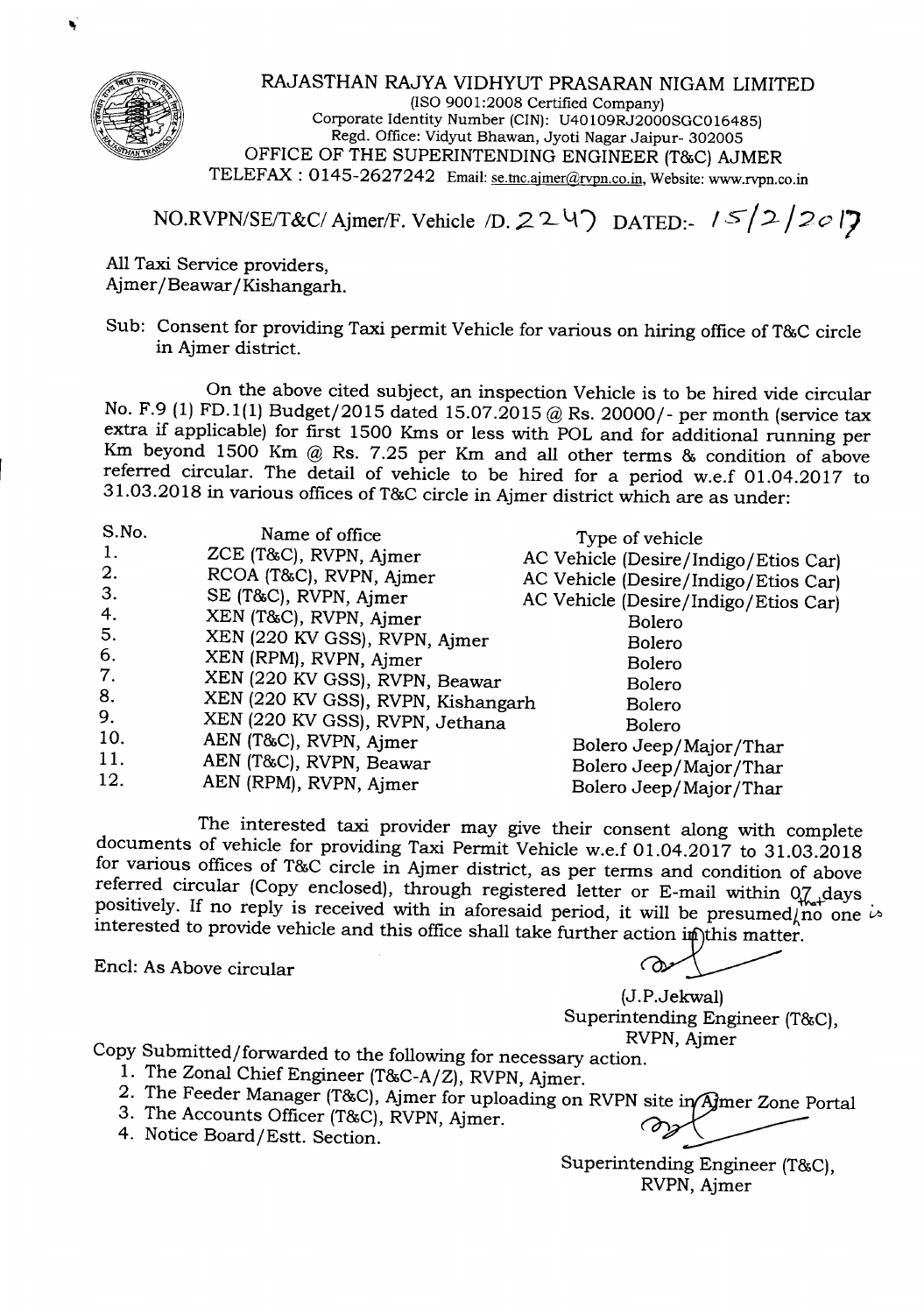# RAJASTHAN RAJYA VIDHYUT PRASARAN NIGAM LIMITED

(ISO 9001:2008 Certified Company)
Corporate Identity Number (CIN): U40109RJ2000SGC016485)
Regd. Office: Vidyut Bhawan, Jyoti Nagar Jaipur- 302005

## OFFICE OF THE SUPERINTENDING ENGINEER (T&C) AJMER

TELEFAX : 0145-2627242 Email: se.tnc.ajmer@rvpn.co.in, Website: www.rvpn.co.in

NO.RVPN/SE/T&C/ Ajmer/F. Vehicle /D. 2247 DATED:- 15/2/2017

All Taxi Service providers,
Ajmer/Beawar/Kishangarh.

Sub: Consent for providing Taxi permit Vehicle for various on hiring office of T&C circle in Ajmer district.

On the above cited subject, an inspection Vehicle is to be hired vide circular No. F.9 (1) FD.1(1) Budget/2015 dated 15.07.2015 @ Rs. 20000/- per month (service tax extra if applicable) for first 1500 Kms or less with POL and for additional running per Km beyond 1500 Km @ Rs. 7.25 per Km and all other terms & condition of above referred circular. The detail of vehicle to be hired for a period w.e.f 01.04.2017 to 31.03.2018 in various offices of T&C circle in Ajmer district which are as under:

| S.No. | Name of office | Type of vehicle |
|---|---|---|
| 1. | ZCE (T&C), RVPN, Ajmer | AC Vehicle (Desire/Indigo/Etios Car) |
| 2. | RCOA (T&C), RVPN, Ajmer | AC Vehicle (Desire/Indigo/Etios Car) |
| 3. | SE (T&C), RVPN, Ajmer | AC Vehicle (Desire/Indigo/Etios Car) |
| 4. | XEN (T&C), RVPN, Ajmer | Bolero |
| 5. | XEN (220 KV GSS), RVPN, Ajmer | Bolero |
| 6. | XEN (RPM), RVPN, Ajmer | Bolero |
| 7. | XEN (220 KV GSS), RVPN, Beawar | Bolero |
| 8. | XEN (220 KV GSS), RVPN, Kishangarh | Bolero |
| 9. | XEN (220 KV GSS), RVPN, Jethana | Bolero |
| 10. | AEN (T&C), RVPN, Ajmer | Bolero Jeep/Major/Thar |
| 11. | AEN (T&C), RVPN, Beawar | Bolero Jeep/Major/Thar |
| 12. | AEN (RPM), RVPN, Ajmer | Bolero Jeep/Major/Thar |

The interested taxi provider may give their consent along with complete documents of vehicle for providing Taxi Permit Vehicle w.e.f 01.04.2017 to 31.03.2018 for various offices of T&C circle in Ajmer district, as per terms and condition of above referred circular (Copy enclosed), through registered letter or E-mail within 07 days positively. If no reply is received with in aforesaid period, it will be presumed that no one is interested to provide vehicle and this office shall take further action in this matter.

Encl: As Above circular

(J.P.Jekwal)
Superintending Engineer (T&C),
RVPN, Ajmer

Copy Submitted/forwarded to the following for necessary action.

1. The Zonal Chief Engineer (T&C-A/Z), RVPN, Ajmer.
2. The Feeder Manager (T&C), Ajmer for uploading on RVPN site in Ajmer Zone Portal
3. The Accounts Officer (T&C), RVPN, Ajmer.
4. Notice Board/Estt. Section.

Superintending Engineer (T&C),
RVPN, Ajmer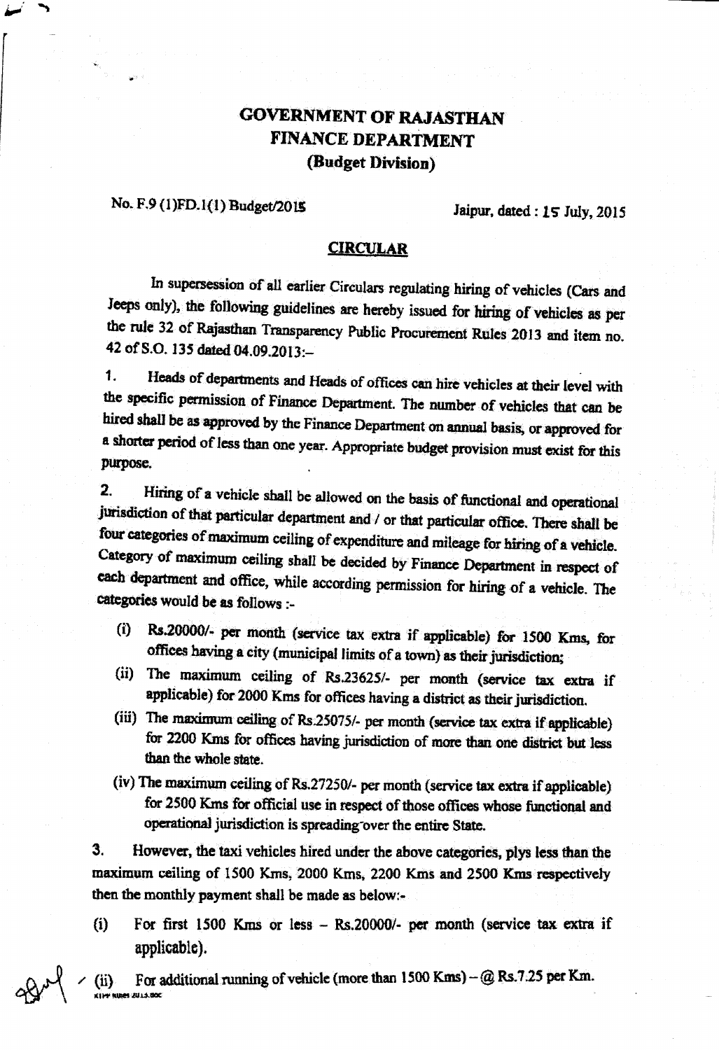# GOVERNMENT OF RAJASTHAN
# FINANCE DEPARTMENT
## (Budget Division)

No. F.9 (1)FD.1(1) Budget/2015 &nbsp;&nbsp;&nbsp;&nbsp;&nbsp;&nbsp;&nbsp;&nbsp; Jaipur, dated : 15 July, 2015

### CIRCULAR

In supersession of all earlier Circulars regulating hiring of vehicles (Cars and Jeeps only), the following guidelines are hereby issued for hiring of vehicles as per the rule 32 of Rajasthan Transparency Public Procurement Rules 2013 and item no. 42 of S.O. 135 dated 04.09.2013:–

1. Heads of departments and Heads of offices can hire vehicles at their level with the specific permission of Finance Department. The number of vehicles that can be hired shall be as approved by the Finance Department on annual basis, or approved for a shorter period of less than one year. Appropriate budget provision must exist for this purpose.

2. Hiring of a vehicle shall be allowed on the basis of functional and operational jurisdiction of that particular department and / or that particular office. There shall be four categories of maximum ceiling of expenditure and mileage for hiring of a vehicle. Category of maximum ceiling shall be decided by Finance Department in respect of each department and office, while according permission for hiring of a vehicle. The categories would be as follows :-

   (i) Rs.20000/- per month (service tax extra if applicable) for 1500 Kms, for offices having a city (municipal limits of a town) as their jurisdiction;

   (ii) The maximum ceiling of Rs.23625/- per month (service tax extra if applicable) for 2000 Kms for offices having a district as their jurisdiction.

   (iii) The maximum ceiling of Rs.25075/- per month (service tax extra if applicable) for 2200 Kms for offices having jurisdiction of more than one district but less than the whole state.

   (iv) The maximum ceiling of Rs.27250/- per month (service tax extra if applicable) for 2500 Kms for official use in respect of those offices whose functional and operational jurisdiction is spreading over the entire State.

3. However, the taxi vehicles hired under the above categories, plys less than the maximum ceiling of 1500 Kms, 2000 Kms, 2200 Kms and 2500 Kms respectively then the monthly payment shall be made as below:-

   (i) For first 1500 Kms or less – Rs.20000/- per month (service tax extra if applicable).

   (ii) For additional running of vehicle (more than 1500 Kms) – @ Rs.7.25 per Km.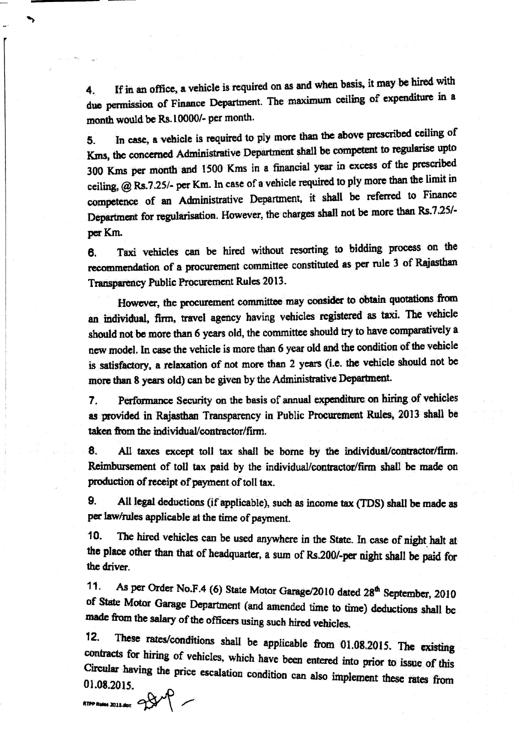4. If in an office, a vehicle is required on as and when basis, it may be hired with due permission of Finance Department. The maximum ceiling of expenditure in a month would be Rs.10000/- per month.

5. In case, a vehicle is required to ply more than the above prescribed ceiling of Kms, the concerned Administrative Department shall be competent to regularise upto 300 Kms per month and 1500 Kms in a financial year in excess of the prescribed ceiling, @ Rs.7.25/- per Km. In case of a vehicle required to ply more than the limit in competence of an Administrative Department, it shall be referred to Finance Department for regularisation. However, the charges shall not be more than Rs.7.25/- per Km.

6. Taxi vehicles can be hired without resorting to bidding process on the recommendation of a procurement committee constituted as per rule 3 of Rajasthan Transparency Public Procurement Rules 2013.

However, the procurement committee may consider to obtain quotations from an individual, firm, travel agency having vehicles registered as taxi. The vehicle should not be more than 6 years old, the committee should try to have comparatively a new model. In case the vehicle is more than 6 year old and the condition of the vehicle is satisfactory, a relaxation of not more than 2 years (i.e. the vehicle should not be more than 8 years old) can be given by the Administrative Department.

7. Performance Security on the basis of annual expenditure on hiring of vehicles as provided in Rajasthan Transparency in Public Procurement Rules, 2013 shall be taken from the individual/contractor/firm.

8. All taxes except toll tax shall be borne by the individual/contractor/firm. Reimbursement of toll tax paid by the individual/contractor/firm shall be made on production of receipt of payment of toll tax.

9. All legal deductions (if applicable), such as income tax (TDS) shall be made as per law/rules applicable at the time of payment.

10. The hired vehicles can be used anywhere in the State. In case of night halt at the place other than that of headquarter, a sum of Rs.200/-per night shall be paid for the driver.

11. As per Order No.F.4 (6) State Motor Garage/2010 dated 28th September, 2010 of State Motor Garage Department (and amended time to time) deductions shall be made from the salary of the officers using such hired vehicles.

12. These rates/conditions shall be applicable from 01.08.2015. The existing contracts for hiring of vehicles, which have been entered into prior to issue of this Circular having the price escalation condition can also implement these rates from 01.08.2015.

RTPP Rules 2013.doc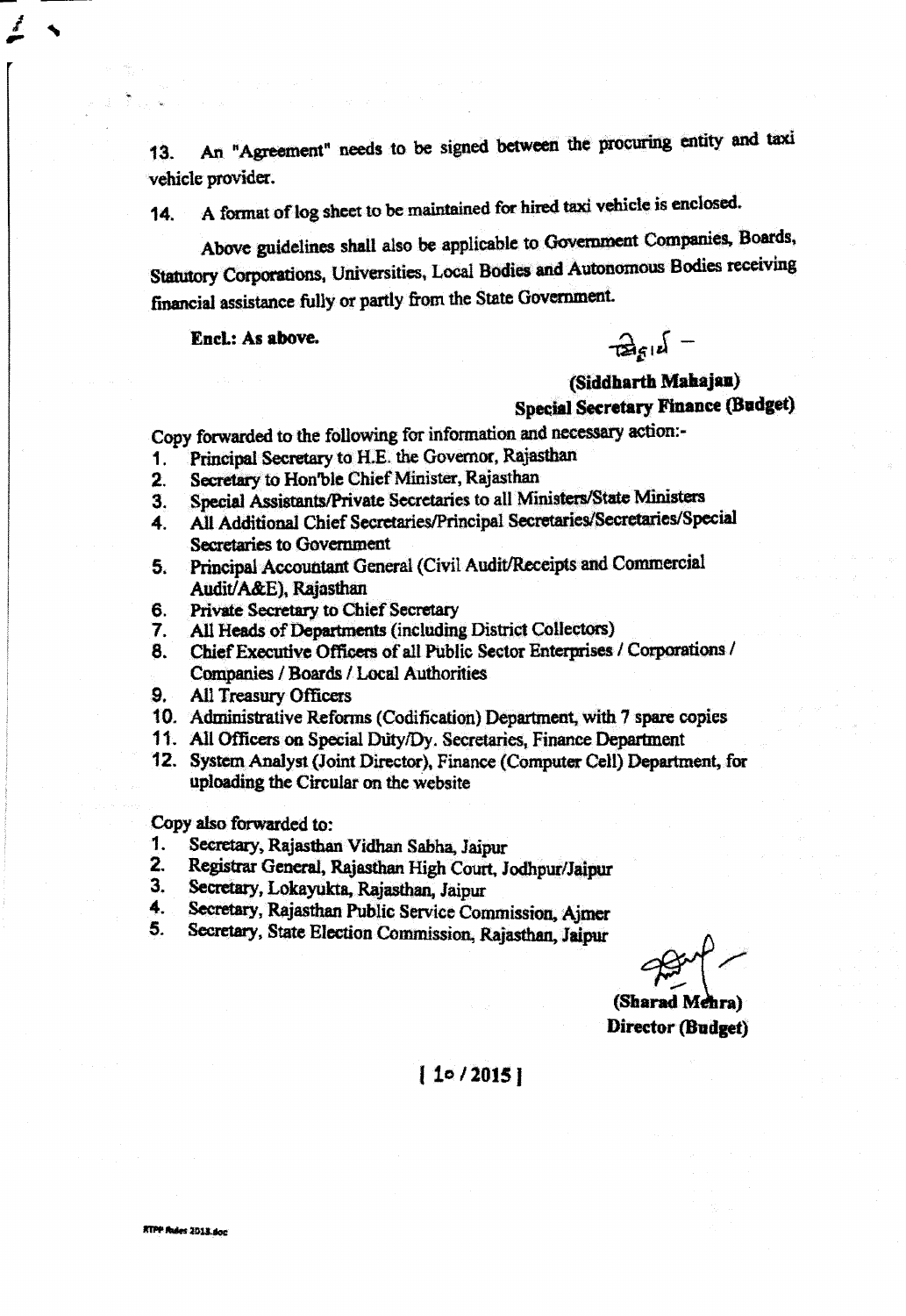13. An "Agreement" needs to be signed between the procuring entity and taxi vehicle provider.

14. A format of log sheet to be maintained for hired taxi vehicle is enclosed.

Above guidelines shall also be applicable to Government Companies, Boards, Statutory Corporations, Universities, Local Bodies and Autonomous Bodies receiving financial assistance fully or partly from the State Government.

**Encl.: As above.**

**(Siddharth Mahajan)**
**Special Secretary Finance (Budget)**

Copy forwarded to the following for information and necessary action:-

1. Principal Secretary to H.E. the Governor, Rajasthan
2. Secretary to Hon'ble Chief Minister, Rajasthan
3. Special Assistants/Private Secretaries to all Ministers/State Ministers
4. All Additional Chief Secretaries/Principal Secretaries/Secretaries/Special Secretaries to Government
5. Principal Accountant General (Civil Audit/Receipts and Commercial Audit/A&E), Rajasthan
6. Private Secretary to Chief Secretary
7. All Heads of Departments (including District Collectors)
8. Chief Executive Officers of all Public Sector Enterprises / Corporations / Companies / Boards / Local Authorities
9. All Treasury Officers
10. Administrative Reforms (Codification) Department, with 7 spare copies
11. All Officers on Special Duty/Dy. Secretaries, Finance Department
12. System Analyst (Joint Director), Finance (Computer Cell) Department, for uploading the Circular on the website

Copy also forwarded to:

1. Secretary, Rajasthan Vidhan Sabha, Jaipur
2. Registrar General, Rajasthan High Court, Jodhpur/Jaipur
3. Secretary, Lokayukta, Rajasthan, Jaipur
4. Secretary, Rajasthan Public Service Commission, Ajmer
5. Secretary, State Election Commission, Rajasthan, Jaipur

**(Sharad Mehra)**
**Director (Budget)**

**[ 10 / 2015 ]**